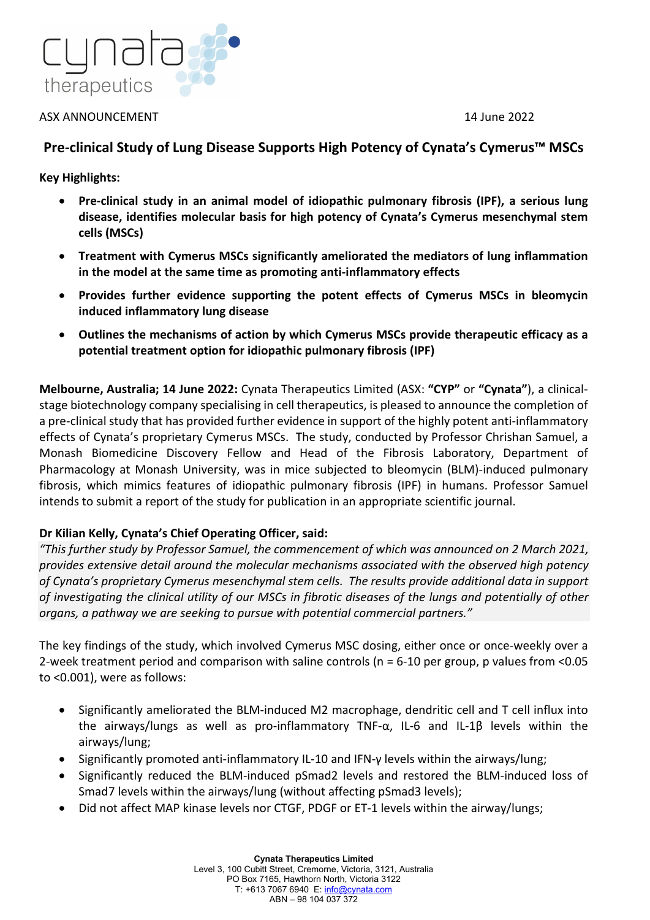ASX ANNOUNCEMENT 14 June 2022

# Pre-clinical Study of Lung Disease Supports High Potency of Cynata's Cymerus™ MSCs

**Key Highlights:**

- **Pre-clinical study in an animal model of idiopathic pulmonary fibrosis (IPF), a serious lung disease, identifies molecular basis for high potency of Cynata's Cymerus mesenchymal stem cells (MSCs)**
- **Treatment with Cymerus MSCs significantly ameliorated the mediators of lung inflammation in the model at the same time as promoting anti-inflammatory effects**
- **Provides further evidence supporting the potent effects of Cymerus MSCs in bleomycin induced inflammatory lung disease**
- **Outlines the mechanisms of action by which Cymerus MSCs provide therapeutic efficacy as a potential treatment option for idiopathic pulmonary fibrosis (IPF)**

**Melbourne, Australia; 14 June 2022:** Cynata Therapeutics Limited (ASX: **"CYP"** or **"Cynata"**), a clinical-stage biotechnology company specialising in cell therapeutics, is pleased to announce the completion of a pre-clinical study that has provided further evidence in support of the highly potent anti-inflammatory effects of Cynata's proprietary Cymerus MSCs. The study, conducted by Professor Chrishan Samuel, a Monash Biomedicine Discovery Fellow and Head of the Fibrosis Laboratory, Department of Pharmacology at Monash University, was in mice subjected to bleomycin (BLM)-induced pulmonary fibrosis, which mimics features of idiopathic pulmonary fibrosis (IPF) in humans. Professor Samuel intends to submit a report of the study for publication in an appropriate scientific journal.

**Dr Kilian Kelly, Cynata's Chief Operating Officer, said:**

*"This further study by Professor Samuel, the commencement of which was announced on 2 March 2021, provides extensive detail around the molecular mechanisms associated with the observed high potency of Cynata's proprietary Cymerus mesenchymal stem cells. The results provide additional data in support of investigating the clinical utility of our MSCs in fibrotic diseases of the lungs and potentially of other organs, a pathway we are seeking to pursue with potential commercial partners."*

The key findings of the study, which involved Cymerus MSC dosing, either once or once-weekly over a 2-week treatment period and comparison with saline controls (n = 6-10 per group, p values from <0.05 to <0.001), were as follows:

- Significantly ameliorated the BLM-induced M2 macrophage, dendritic cell and T cell influx into the airways/lungs as well as pro-inflammatory TNF-α, IL-6 and IL-1β levels within the airways/lung;
- Significantly promoted anti-inflammatory IL-10 and IFN-γ levels within the airways/lung;
- Significantly reduced the BLM-induced pSmad2 levels and restored the BLM-induced loss of Smad7 levels within the airways/lung (without affecting pSmad3 levels);
- Did not affect MAP kinase levels nor CTGF, PDGF or ET-1 levels within the airway/lungs;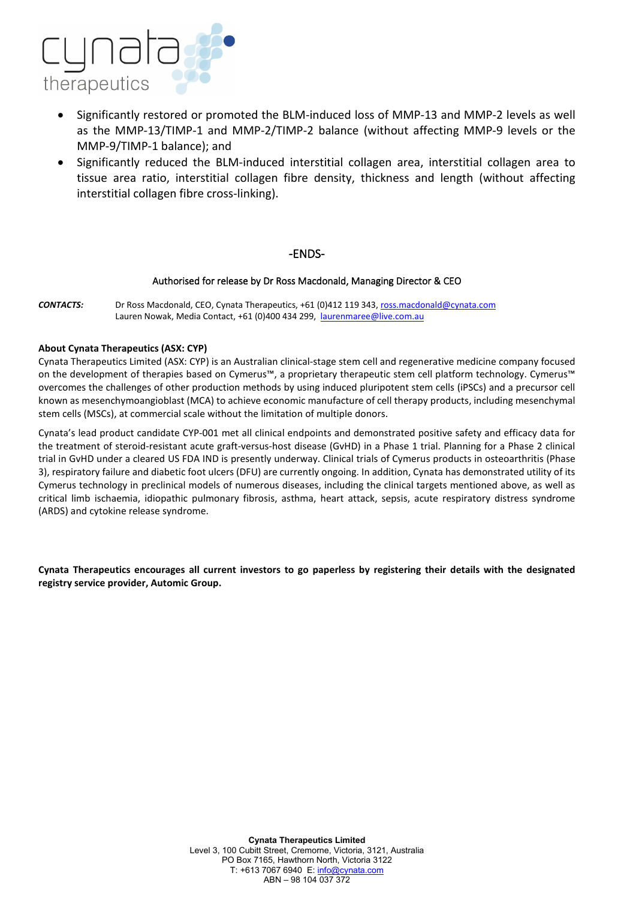- Significantly restored or promoted the BLM-induced loss of MMP-13 and MMP-2 levels as well as the MMP-13/TIMP-1 and MMP-2/TIMP-2 balance (without affecting MMP-9 levels or the MMP-9/TIMP-1 balance); and
- Significantly reduced the BLM-induced interstitial collagen area, interstitial collagen area to tissue area ratio, interstitial collagen fibre density, thickness and length (without affecting interstitial collagen fibre cross-linking).

-ENDS-

Authorised for release by Dr Ross Macdonald, Managing Director & CEO

***CONTACTS:*** Dr Ross Macdonald, CEO, Cynata Therapeutics, +61 (0)412 119 343, ross.macdonald@cynata.com
Lauren Nowak, Media Contact, +61 (0)400 434 299, laurenmaree@live.com.au

**About Cynata Therapeutics (ASX: CYP)**

Cynata Therapeutics Limited (ASX: CYP) is an Australian clinical-stage stem cell and regenerative medicine company focused on the development of therapies based on Cymerus™, a proprietary therapeutic stem cell platform technology. Cymerus™ overcomes the challenges of other production methods by using induced pluripotent stem cells (iPSCs) and a precursor cell known as mesenchymoangioblast (MCA) to achieve economic manufacture of cell therapy products, including mesenchymal stem cells (MSCs), at commercial scale without the limitation of multiple donors.

Cynata's lead product candidate CYP-001 met all clinical endpoints and demonstrated positive safety and efficacy data for the treatment of steroid-resistant acute graft-versus-host disease (GvHD) in a Phase 1 trial. Planning for a Phase 2 clinical trial in GvHD under a cleared US FDA IND is presently underway. Clinical trials of Cymerus products in osteoarthritis (Phase 3), respiratory failure and diabetic foot ulcers (DFU) are currently ongoing. In addition, Cynata has demonstrated utility of its Cymerus technology in preclinical models of numerous diseases, including the clinical targets mentioned above, as well as critical limb ischaemia, idiopathic pulmonary fibrosis, asthma, heart attack, sepsis, acute respiratory distress syndrome (ARDS) and cytokine release syndrome.

**Cynata Therapeutics encourages all current investors to go paperless by registering their details with the designated registry service provider, Automic Group.**